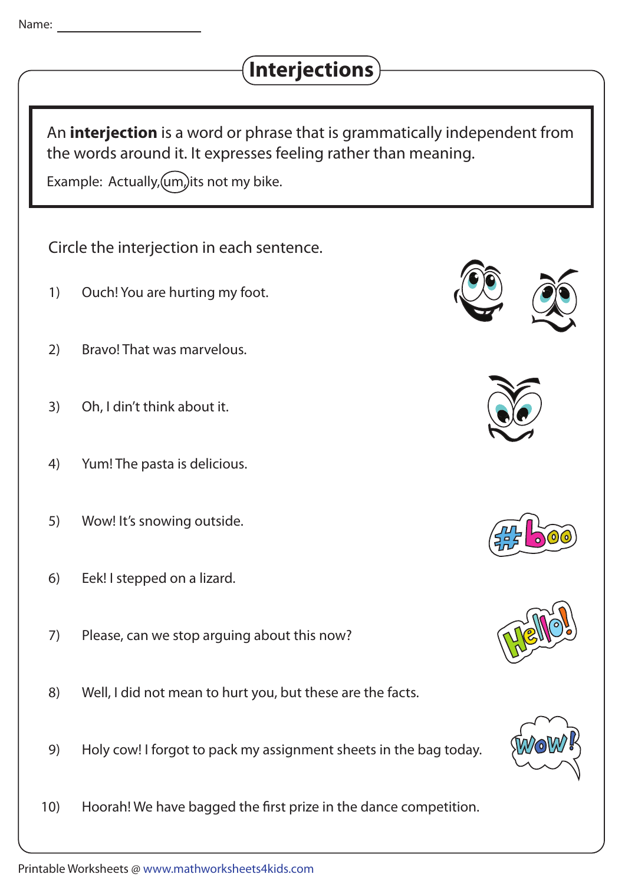Name: ____________________

# Interjections

An **interjection** is a word or phrase that is grammatically independent from the words around it. It expresses feeling rather than meaning.

Example: Actually, (um), its not my bike.

Circle the interjection in each sentence.

1) Ouch! You are hurting my foot.

2) Bravo! That was marvelous.

3) Oh, I din't think about it.

4) Yum! The pasta is delicious.

5) Wow! It's snowing outside.

6) Eek! I stepped on a lizard.

7) Please, can we stop arguing about this now?

8) Well, I did not mean to hurt you, but these are the facts.

9) Holy cow! I forgot to pack my assignment sheets in the bag today.

10) Hoorah! We have bagged the first prize in the dance competition.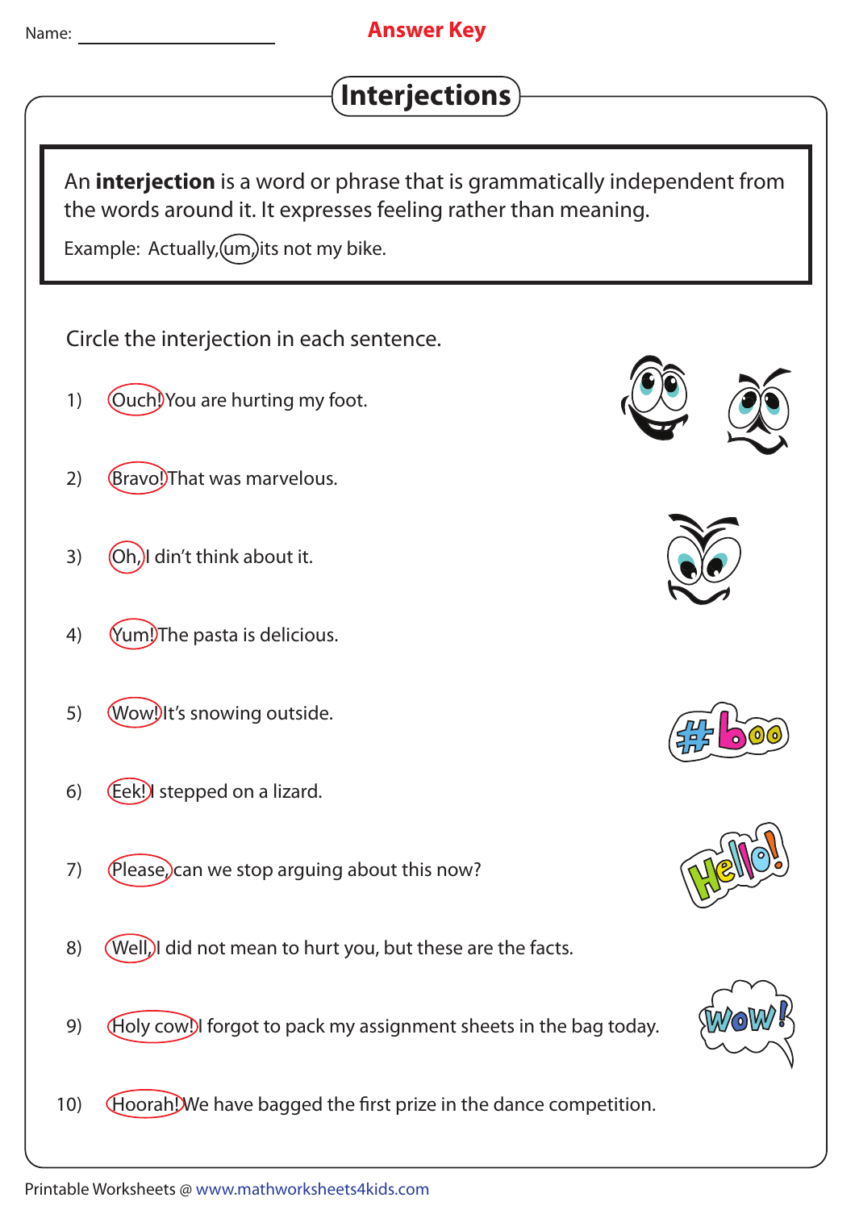Name: ____________________

**Answer Key**

# Interjections

An **interjection** is a word or phrase that is grammatically independent from the words around it. It expresses feeling rather than meaning.

Example: Actually, (um,) its not my bike.

Circle the interjection in each sentence.

1) (Ouch!) You are hurting my foot.

2) (Bravo!) That was marvelous.

3) (Oh,) I din't think about it.

4) (Yum!) The pasta is delicious.

5) (Wow!) It's snowing outside.

6) (Eek!) I stepped on a lizard.

7) (Please,) can we stop arguing about this now?

8) (Well,) I did not mean to hurt you, but these are the facts.

9) (Holy cow!) I forgot to pack my assignment sheets in the bag today.

10) (Hoorah!) We have bagged the first prize in the dance competition.

Printable Worksheets @ www.mathworksheets4kids.com